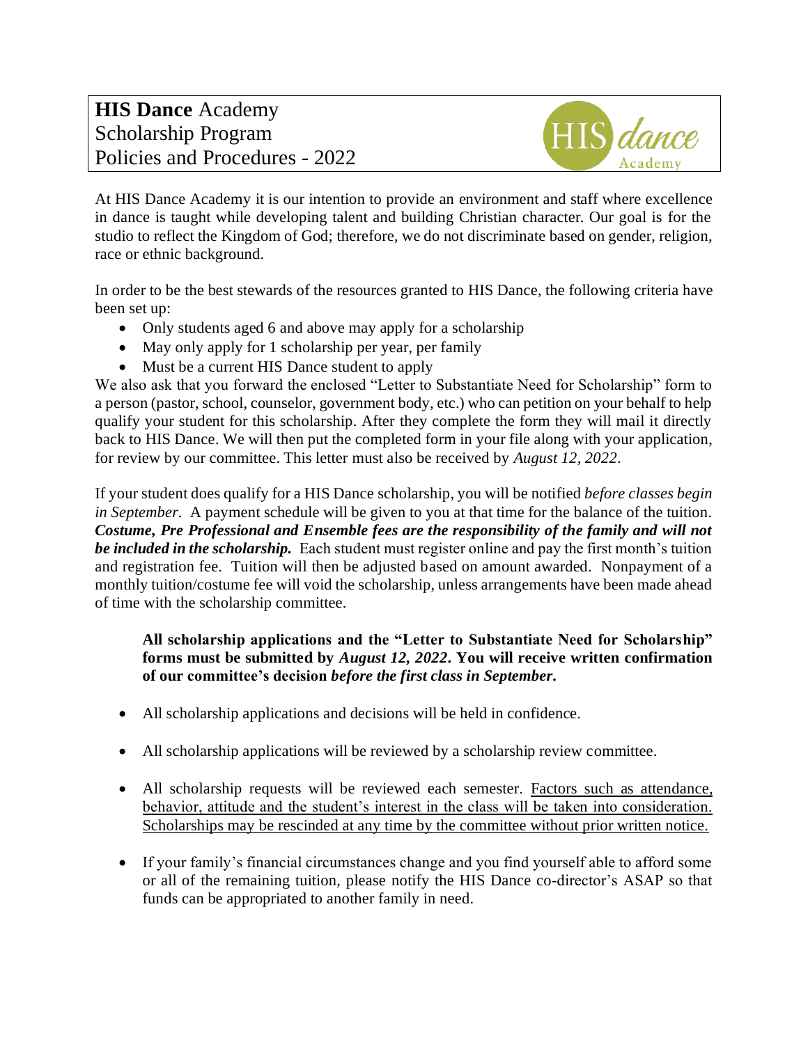# **HIS Dance** Academy Scholarship Program Policies and Procedures - 2022

At HIS Dance Academy it is our intention to provide an environment and staff where excellence in dance is taught while developing talent and building Christian character. Our goal is for the studio to reflect the Kingdom of God; therefore, we do not discriminate based on gender, religion, race or ethnic background.

In order to be the best stewards of the resources granted to HIS Dance, the following criteria have been set up:

- Only students aged 6 and above may apply for a scholarship
- May only apply for 1 scholarship per year, per family
- Must be a current HIS Dance student to apply

We also ask that you forward the enclosed "Letter to Substantiate Need for Scholarship" form to a person (pastor, school, counselor, government body, etc.) who can petition on your behalf to help qualify your student for this scholarship. After they complete the form they will mail it directly back to HIS Dance. We will then put the completed form in your file along with your application, for review by our committee. This letter must also be received by *August 12, 2022*.

If your student does qualify for a HIS Dance scholarship, you will be notified *before classes begin in September*. A payment schedule will be given to you at that time for the balance of the tuition. ***Costume, Pre Professional and Ensemble fees are the responsibility of the family and will not be included in the scholarship.*** Each student must register online and pay the first month's tuition and registration fee. Tuition will then be adjusted based on amount awarded. Nonpayment of a monthly tuition/costume fee will void the scholarship, unless arrangements have been made ahead of time with the scholarship committee.

> **All scholarship applications and the "Letter to Substantiate Need for Scholarship" forms must be submitted by *August 12, 2022*. You will receive written confirmation of our committee's decision *before the first class in September.***

- All scholarship applications and decisions will be held in confidence.
- All scholarship applications will be reviewed by a scholarship review committee.
- All scholarship requests will be reviewed each semester. <u>Factors such as attendance, behavior, attitude and the student's interest in the class will be taken into consideration. Scholarships may be rescinded at any time by the committee without prior written notice.</u>
- If your family's financial circumstances change and you find yourself able to afford some or all of the remaining tuition, please notify the HIS Dance co-director's ASAP so that funds can be appropriated to another family in need.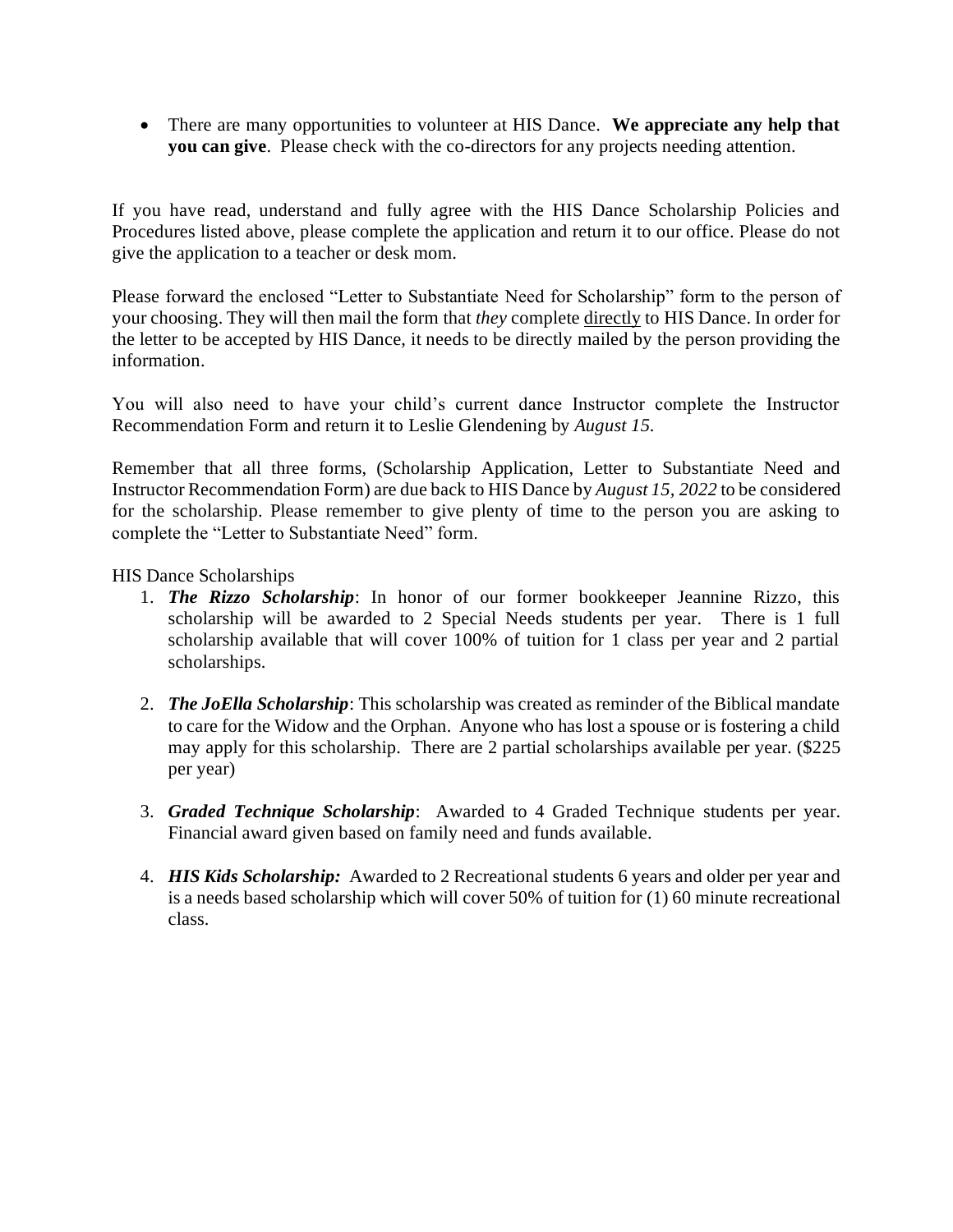- There are many opportunities to volunteer at HIS Dance. **We appreciate any help that you can give**. Please check with the co-directors for any projects needing attention.

If you have read, understand and fully agree with the HIS Dance Scholarship Policies and Procedures listed above, please complete the application and return it to our office. Please do not give the application to a teacher or desk mom.

Please forward the enclosed "Letter to Substantiate Need for Scholarship" form to the person of your choosing. They will then mail the form that *they* complete directly to HIS Dance. In order for the letter to be accepted by HIS Dance, it needs to be directly mailed by the person providing the information.

You will also need to have your child's current dance Instructor complete the Instructor Recommendation Form and return it to Leslie Glendening by *August 15.*

Remember that all three forms, (Scholarship Application, Letter to Substantiate Need and Instructor Recommendation Form) are due back to HIS Dance by *August 15, 2022* to be considered for the scholarship. Please remember to give plenty of time to the person you are asking to complete the "Letter to Substantiate Need" form.

HIS Dance Scholarships

1. ***The Rizzo Scholarship***: In honor of our former bookkeeper Jeannine Rizzo, this scholarship will be awarded to 2 Special Needs students per year. There is 1 full scholarship available that will cover 100% of tuition for 1 class per year and 2 partial scholarships.

2. ***The JoElla Scholarship***: This scholarship was created as reminder of the Biblical mandate to care for the Widow and the Orphan. Anyone who has lost a spouse or is fostering a child may apply for this scholarship. There are 2 partial scholarships available per year. ($225 per year)

3. ***Graded Technique Scholarship***: Awarded to 4 Graded Technique students per year. Financial award given based on family need and funds available.

4. ***HIS Kids Scholarship:*** Awarded to 2 Recreational students 6 years and older per year and is a needs based scholarship which will cover 50% of tuition for (1) 60 minute recreational class.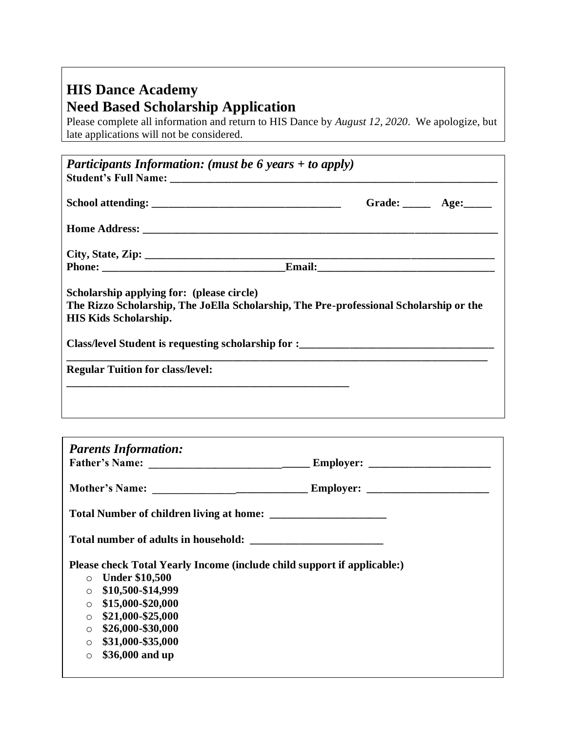# HIS Dance Academy
## Need Based Scholarship Application

Please complete all information and return to HIS Dance by *August 12, 2020*. We apologize, but late applications will not be considered.

***Participants Information: (must be 6 years + to apply)***

**Student's Full Name: ___________________________________________________________**

**School attending: ___________________________________ Grade: _____ Age:_____**

**Home Address: _______________________________________________________________**

**City, State, Zip: _____________________________________________________________**

**Phone: _________________________________Email:_______________________________**

**Scholarship applying for: (please circle)**
**The Rizzo Scholarship, The JoElla Scholarship, The Pre-professional Scholarship or the HIS Kids Scholarship.**

**Class/level Student is requesting scholarship for :__________________________________**
**_____________________________________________________________________________**

**Regular Tuition for class/level:**
**_____________________________________________________**

***Parents Information:***

**Father's Name: _____________________________ Employer: ______________________**

**Mother's Name: ____________________________ Employer: ______________________**

**Total Number of children living at home: _____________________**

**Total number of adults in household: ________________________**

**Please check Total Yearly Income (include child support if applicable:)**

- **Under $10,500**
- **$10,500-$14,999**
- **$15,000-$20,000**
- **$21,000-$25,000**
- **$26,000-$30,000**
- **$31,000-$35,000**
- **$36,000 and up**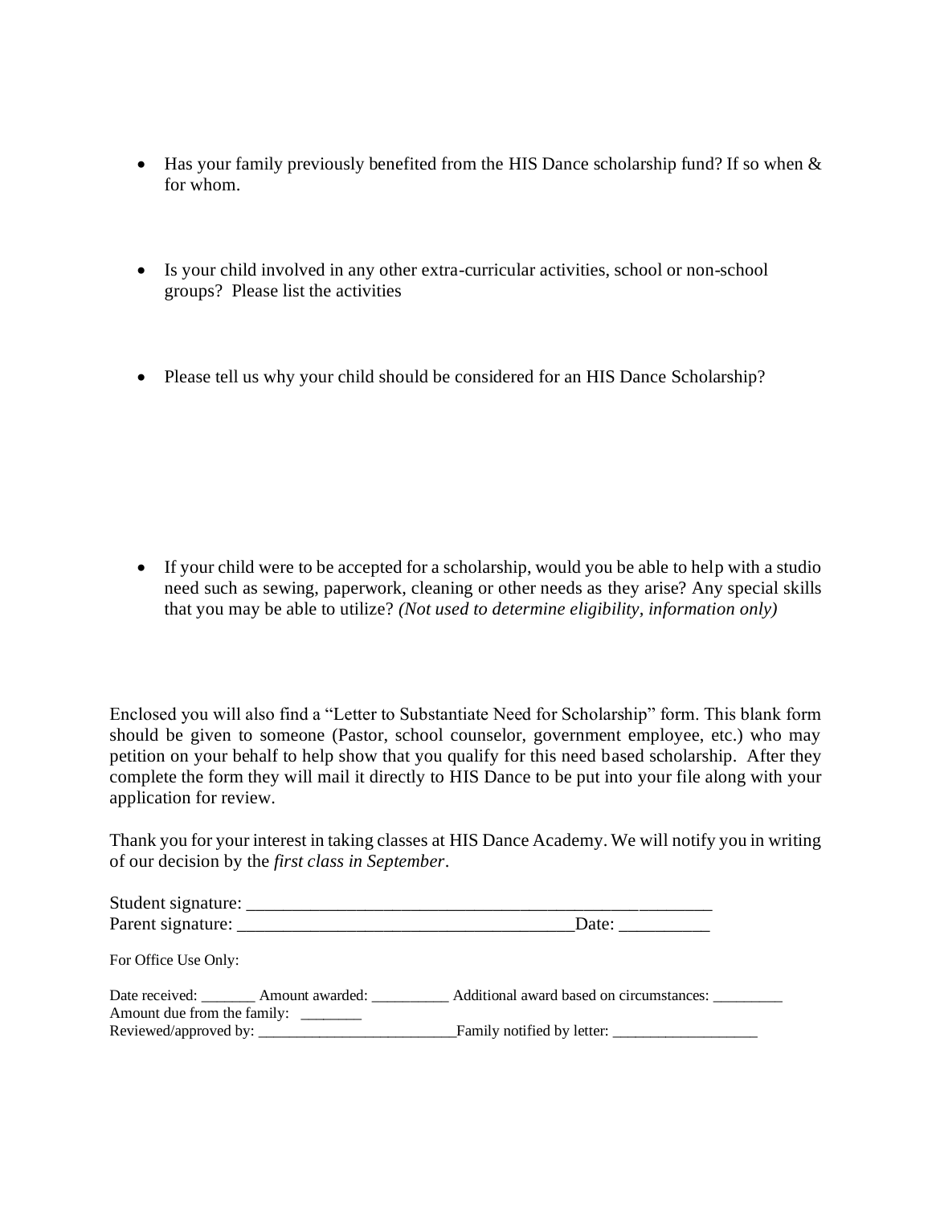- Has your family previously benefited from the HIS Dance scholarship fund? If so when & for whom.

- Is your child involved in any other extra-curricular activities, school or non-school groups? Please list the activities

- Please tell us why your child should be considered for an HIS Dance Scholarship?

- If your child were to be accepted for a scholarship, would you be able to help with a studio need such as sewing, paperwork, cleaning or other needs as they arise? Any special skills that you may be able to utilize? *(Not used to determine eligibility, information only)*

Enclosed you will also find a "Letter to Substantiate Need for Scholarship" form. This blank form should be given to someone (Pastor, school counselor, government employee, etc.) who may petition on your behalf to help show that you qualify for this need based scholarship. After they complete the form they will mail it directly to HIS Dance to be put into your file along with your application for review.

Thank you for your interest in taking classes at HIS Dance Academy. We will notify you in writing of our decision by the *first class in September*.

Student signature: ______________________________________________________

Parent signature: ______________________________________Date: __________

For Office Use Only:

Date received: _______ Amount awarded: __________ Additional award based on circumstances: _________

Amount due from the family: ________

Reviewed/approved by: __________________________Family notified by letter: ___________________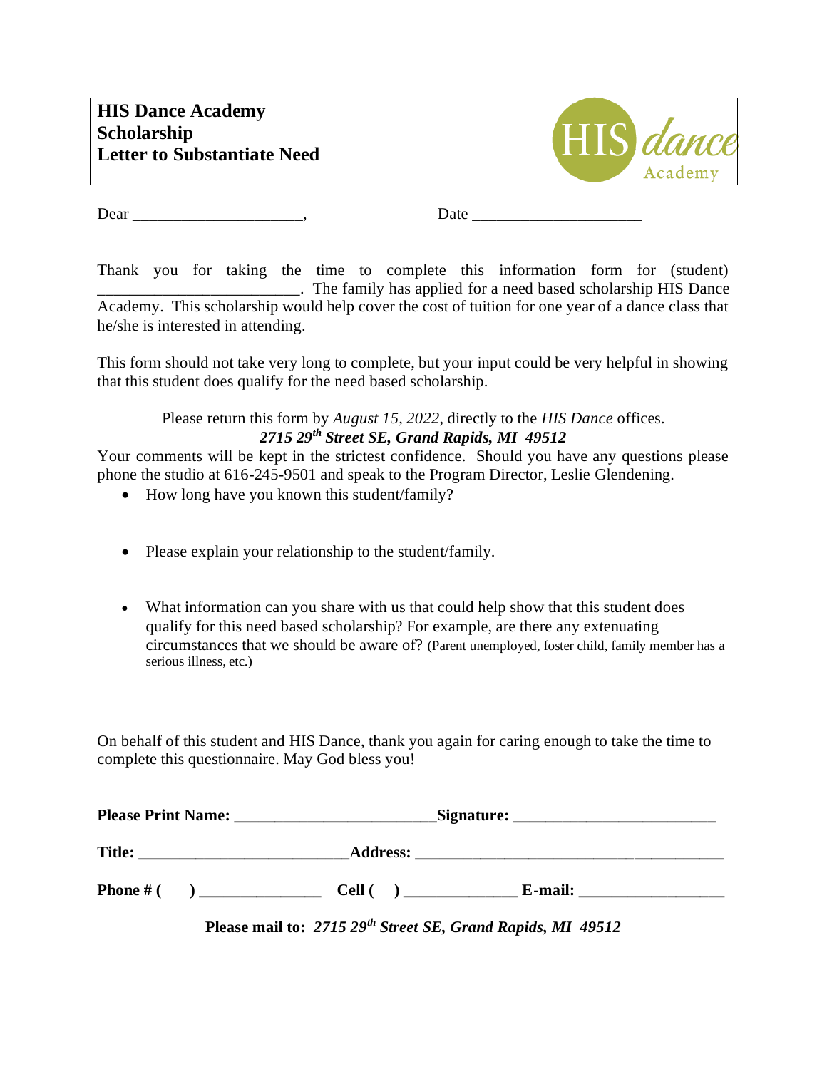**HIS Dance Academy**
**Scholarship**
**Letter to Substantiate Need**

Dear ____________________,                    Date ____________________

Thank you for taking the time to complete this information form for (student) ________________________. The family has applied for a need based scholarship HIS Dance Academy. This scholarship would help cover the cost of tuition for one year of a dance class that he/she is interested in attending.

This form should not take very long to complete, but your input could be very helpful in showing that this student does qualify for the need based scholarship.

Please return this form by *August 15, 2022*, directly to the *HIS Dance* offices.
***2715 29th Street SE, Grand Rapids, MI 49512***

Your comments will be kept in the strictest confidence. Should you have any questions please phone the studio at 616-245-9501 and speak to the Program Director, Leslie Glendening.

- How long have you known this student/family?

- Please explain your relationship to the student/family.

- What information can you share with us that could help show that this student does qualify for this need based scholarship? For example, are there any extenuating circumstances that we should be aware of? (Parent unemployed, foster child, family member has a serious illness, etc.)

On behalf of this student and HIS Dance, thank you again for caring enough to take the time to complete this questionnaire. May God bless you!

**Please Print Name:** ________________________ **Signature:** ________________________

**Title:** ________________________ **Address:** ____________________________________

**Phone # (    )** ______________ **Cell (    )** ______________ **E-mail:** ________________

**Please mail to:** ***2715 29th Street SE, Grand Rapids, MI 49512***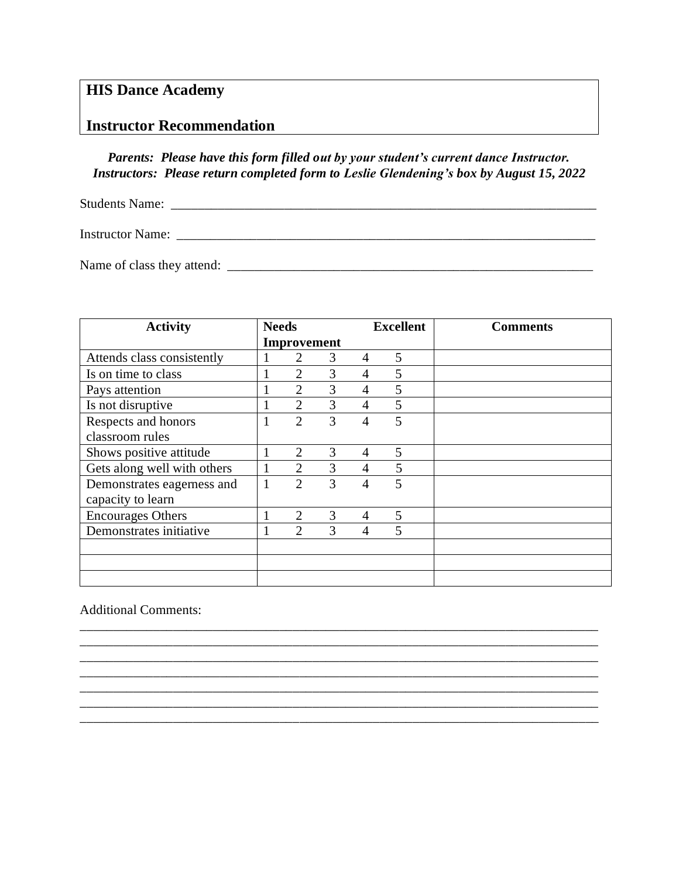## HIS Dance Academy

## Instructor Recommendation

***Parents: Please have this form filled out by your student's current dance Instructor.***
***Instructors: Please return completed form to Leslie Glendening's box by August 15, 2022***

Students Name: ___________________________________________________________________

Instructor Name: __________________________________________________________________

Name of class they attend: ________________________________________________________

| Activity | Needs Improvement / Excellent | Comments |
|---|---|---|
| Attends class consistently | 1 2 3 4 5 | |
| Is on time to class | 1 2 3 4 5 | |
| Pays attention | 1 2 3 4 5 | |
| Is not disruptive | 1 2 3 4 5 | |
| Respects and honors classroom rules | 1 2 3 4 5 | |
| Shows positive attitude | 1 2 3 4 5 | |
| Gets along well with others | 1 2 3 4 5 | |
| Demonstrates eagerness and capacity to learn | 1 2 3 4 5 | |
| Encourages Others | 1 2 3 4 5 | |
| Demonstrates initiative | 1 2 3 4 5 | |
| | | |
| | | |
| | | |

Additional Comments:
______________________________________________________________________________
______________________________________________________________________________
______________________________________________________________________________
______________________________________________________________________________
______________________________________________________________________________
______________________________________________________________________________
______________________________________________________________________________